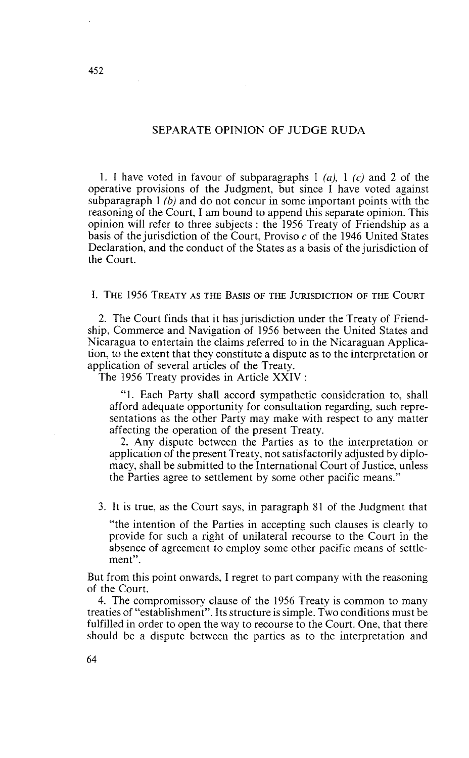# SEPARATE OPINION OF JUDGE RUDA

1. I have voted in favour of subparagraphs 1 *(a)*, 1 *(c)* and 2 of the operative provisions of the Judgment, but since I have voted against subparagraph 1 *(b)* and do not concur in some important points with the reasoning of the Court, I am bound to append this separate opinion. This opinion will refer to three subjects : the 1956 Treaty of Friendship as a basis of the jurisdiction of the Court, Proviso *c* of the 1946 United States Declaration, and the conduct of the States as a basis of the jurisdiction of the Court.

## I. The 1956 Treaty as the Basis of the Jurisdiction of the Court

2. The Court finds that it has jurisdiction under the Treaty of Friendship, Commerce and Navigation of 1956 between the United States and Nicaragua to entertain the claims referred to in the Nicaraguan Application, to the extent that they constitute a dispute as to the interpretation or application of several articles of the Treaty.

The 1956 Treaty provides in Article XXIV :

> "1. Each Party shall accord sympathetic consideration to, shall afford adequate opportunity for consultation regarding, such representations as the other Party may make with respect to any matter affecting the operation of the present Treaty.
>
> 2. Any dispute between the Parties as to the interpretation or application of the present Treaty, not satisfactorily adjusted by diplomacy, shall be submitted to the International Court of Justice, unless the Parties agree to settlement by some other pacific means."

3. It is true, as the Court says, in paragraph 81 of the Judgment that

> "the intention of the Parties in accepting such clauses is clearly to provide for such a right of unilateral recourse to the Court in the absence of agreement to employ some other pacific means of settlement".

But from this point onwards, I regret to part company with the reasoning of the Court.

4. The compromissory clause of the 1956 Treaty is common to many treaties of "establishment". Its structure is simple. Two conditions must be fulfilled in order to open the way to recourse to the Court. One, that there should be a dispute between the parties as to the interpretation and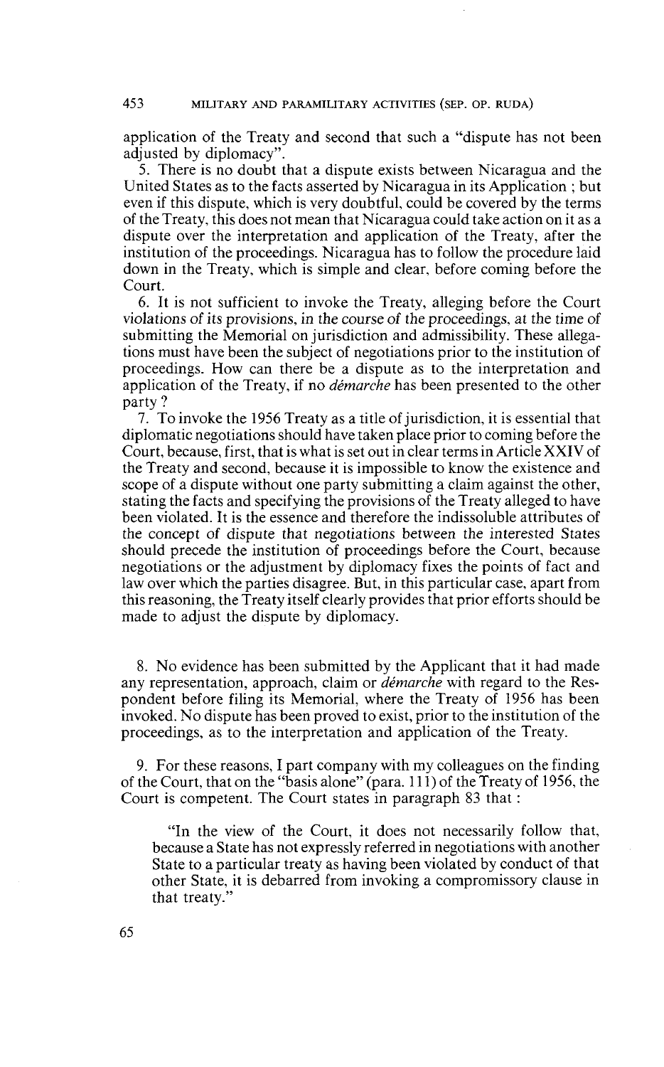application of the Treaty and second that such a "dispute has not been adjusted by diplomacy".

5. There is no doubt that a dispute exists between Nicaragua and the United States as to the facts asserted by Nicaragua in its Application ; but even if this dispute, which is very doubtful, could be covered by the terms of the Treaty, this does not mean that Nicaragua could take action on it as a dispute over the interpretation and application of the Treaty, after the institution of the proceedings. Nicaragua has to follow the procedure laid down in the Treaty, which is simple and clear, before coming before the Court.

6. It is not sufficient to invoke the Treaty, alleging before the Court violations of its provisions, in the course of the proceedings, at the time of submitting the Memorial on jurisdiction and admissibility. These allegations must have been the subject of negotiations prior to the institution of proceedings. How can there be a dispute as to the interpretation and application of the Treaty, if no *démarche* has been presented to the other party ?

7. To invoke the 1956 Treaty as a title of jurisdiction, it is essential that diplomatic negotiations should have taken place prior to coming before the Court, because, first, that is what is set out in clear terms in Article XXIV of the Treaty and second, because it is impossible to know the existence and scope of a dispute without one party submitting a claim against the other, stating the facts and specifying the provisions of the Treaty alleged to have been violated. It is the essence and therefore the indissoluble attributes of the concept of dispute that negotiations between the interested States should precede the institution of proceedings before the Court, because negotiations or the adjustment by diplomacy fixes the points of fact and law over which the parties disagree. But, in this particular case, apart from this reasoning, the Treaty itself clearly provides that prior efforts should be made to adjust the dispute by diplomacy.

8. No evidence has been submitted by the Applicant that it had made any representation, approach, claim or *démarche* with regard to the Respondent before filing its Memorial, where the Treaty of 1956 has been invoked. No dispute has been proved to exist, prior to the institution of the proceedings, as to the interpretation and application of the Treaty.

9. For these reasons, I part company with my colleagues on the finding of the Court, that on the "basis alone" (para. 111) of the Treaty of 1956, the Court is competent. The Court states in paragraph 83 that :

> "In the view of the Court, it does not necessarily follow that, because a State has not expressly referred in negotiations with another State to a particular treaty as having been violated by conduct of that other State, it is debarred from invoking a compromissory clause in that treaty."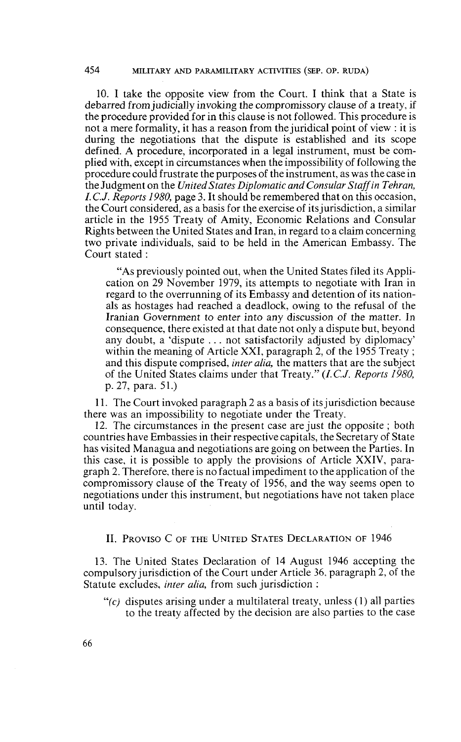10. I take the opposite view from the Court. I think that a State is debarred from judicially invoking the compromissory clause of a treaty, if the procedure provided for in this clause is not followed. This procedure is not a mere formality, it has a reason from the juridical point of view : it is during the negotiations that the dispute is established and its scope defined. A procedure, incorporated in a legal instrument, must be complied with, except in circumstances when the impossibility of following the procedure could frustrate the purposes of the instrument, as was the case in the Judgment on the *United States Diplomatic and Consular Staff in Tehran, I.C.J. Reports 1980,* page 3. It should be remembered that on this occasion, the Court considered, as a basis for the exercise of its jurisdiction, a similar article in the 1955 Treaty of Amity, Economic Relations and Consular Rights between the United States and Iran, in regard to a claim concerning two private individuals, said to be held in the American Embassy. The Court stated :

> "As previously pointed out, when the United States filed its Application on 29 November 1979, its attempts to negotiate with Iran in regard to the overrunning of its Embassy and detention of its nationals as hostages had reached a deadlock, owing to the refusal of the Iranian Government to enter into any discussion of the matter. In consequence, there existed at that date not only a dispute but, beyond any doubt, a 'dispute . . . not satisfactorily adjusted by diplomacy' within the meaning of Article XXI, paragraph 2, of the 1955 Treaty ; and this dispute comprised, *inter alia,* the matters that are the subject of the United States claims under that Treaty." (*I.C.J. Reports 1980,* p. 27, para. 51.)

11. The Court invoked paragraph 2 as a basis of its jurisdiction because there was an impossibility to negotiate under the Treaty.

12. The circumstances in the present case are just the opposite ; both countries have Embassies in their respective capitals, the Secretary of State has visited Managua and negotiations are going on between the Parties. In this case, it is possible to apply the provisions of Article XXIV, paragraph 2. Therefore, there is no factual impediment to the application of the compromissory clause of the Treaty of 1956, and the way seems open to negotiations under this instrument, but negotiations have not taken place until today.

## II. Proviso C of the United States Declaration of 1946

13. The United States Declaration of 14 August 1946 accepting the compulsory jurisdiction of the Court under Article 36, paragraph 2, of the Statute excludes, *inter alia,* from such jurisdiction :

> "*(c)* disputes arising under a multilateral treaty, unless (1) all parties to the treaty affected by the decision are also parties to the case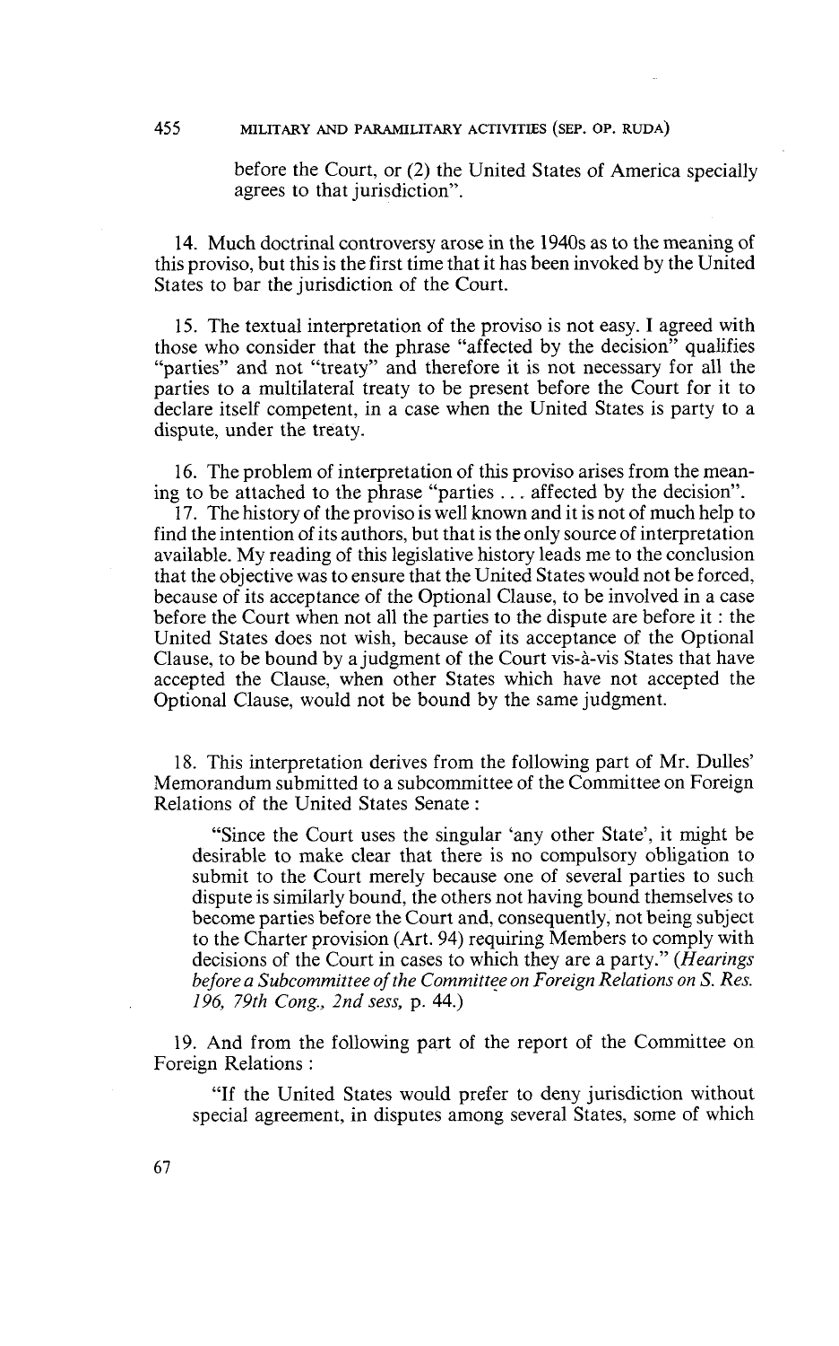before the Court, or (2) the United States of America specially agrees to that jurisdiction".

14. Much doctrinal controversy arose in the 1940s as to the meaning of this proviso, but this is the first time that it has been invoked by the United States to bar the jurisdiction of the Court.

15. The textual interpretation of the proviso is not easy. I agreed with those who consider that the phrase "affected by the decision" qualifies "parties" and not "treaty" and therefore it is not necessary for all the parties to a multilateral treaty to be present before the Court for it to declare itself competent, in a case when the United States is party to a dispute, under the treaty.

16. The problem of interpretation of this proviso arises from the meaning to be attached to the phrase "parties . . . affected by the decision".

17. The history of the proviso is well known and it is not of much help to find the intention of its authors, but that is the only source of interpretation available. My reading of this legislative history leads me to the conclusion that the objective was to ensure that the United States would not be forced, because of its acceptance of the Optional Clause, to be involved in a case before the Court when not all the parties to the dispute are before it : the United States does not wish, because of its acceptance of the Optional Clause, to be bound by a judgment of the Court vis-à-vis States that have accepted the Clause, when other States which have not accepted the Optional Clause, would not be bound by the same judgment.

18. This interpretation derives from the following part of Mr. Dulles' Memorandum submitted to a subcommittee of the Committee on Foreign Relations of the United States Senate :

> "Since the Court uses the singular 'any other State', it might be desirable to make clear that there is no compulsory obligation to submit to the Court merely because one of several parties to such dispute is similarly bound, the others not having bound themselves to become parties before the Court and, consequently, not being subject to the Charter provision (Art. 94) requiring Members to comply with decisions of the Court in cases to which they are a party." (*Hearings before a Subcommittee of the Committee on Foreign Relations on S. Res. 196, 79th Cong., 2nd sess,* p. 44.)

19. And from the following part of the report of the Committee on Foreign Relations :

> "If the United States would prefer to deny jurisdiction without special agreement, in disputes among several States, some of which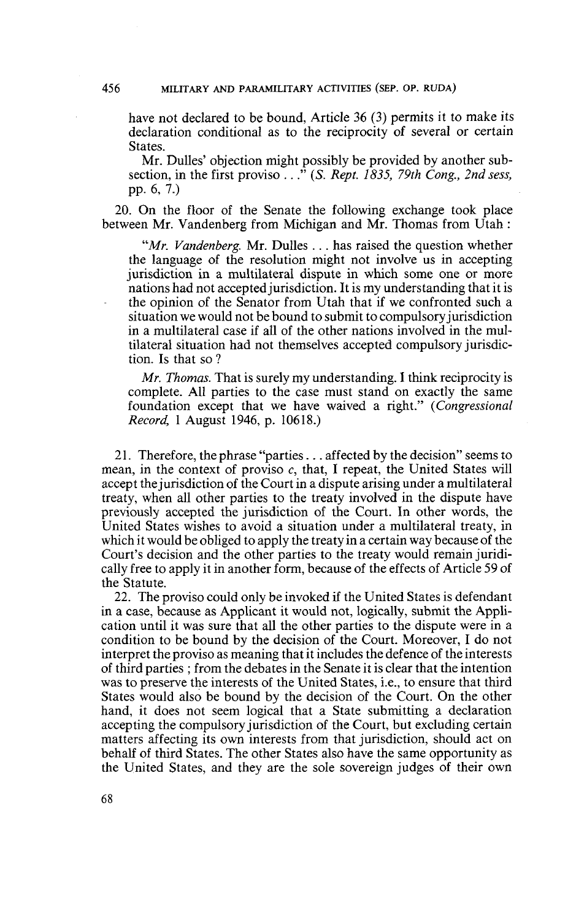have not declared to be bound, Article 36 (3) permits it to make its declaration conditional as to the reciprocity of several or certain States.

Mr. Dulles' objection might possibly be provided by another subsection, in the first proviso . . ." (*S. Rept. 1835, 79th Cong., 2nd sess,* pp. 6, 7.)

20. On the floor of the Senate the following exchange took place between Mr. Vandenberg from Michigan and Mr. Thomas from Utah :

> "*Mr. Vandenberg.* Mr. Dulles . . . has raised the question whether the language of the resolution might not involve us in accepting jurisdiction in a multilateral dispute in which some one or more nations had not accepted jurisdiction. It is my understanding that it is the opinion of the Senator from Utah that if we confronted such a situation we would not be bound to submit to compulsory jurisdiction in a multilateral case if all of the other nations involved in the multilateral situation had not themselves accepted compulsory jurisdiction. Is that so ?
>
> *Mr. Thomas.* That is surely my understanding. I think reciprocity is complete. All parties to the case must stand on exactly the same foundation except that we have waived a right." (*Congressional Record,* 1 August 1946, p. 10618.)

21. Therefore, the phrase "parties . . . affected by the decision" seems to mean, in the context of proviso *c*, that, I repeat, the United States will accept the jurisdiction of the Court in a dispute arising under a multilateral treaty, when all other parties to the treaty involved in the dispute have previously accepted the jurisdiction of the Court. In other words, the United States wishes to avoid a situation under a multilateral treaty, in which it would be obliged to apply the treaty in a certain way because of the Court's decision and the other parties to the treaty would remain juridically free to apply it in another form, because of the effects of Article 59 of the Statute.

22. The proviso could only be invoked if the United States is defendant in a case, because as Applicant it would not, logically, submit the Application until it was sure that all the other parties to the dispute were in a condition to be bound by the decision of the Court. Moreover, I do not interpret the proviso as meaning that it includes the defence of the interests of third parties ; from the debates in the Senate it is clear that the intention was to preserve the interests of the United States, i.e., to ensure that third States would also be bound by the decision of the Court. On the other hand, it does not seem logical that a State submitting a declaration accepting the compulsory jurisdiction of the Court, but excluding certain matters affecting its own interests from that jurisdiction, should act on behalf of third States. The other States also have the same opportunity as the United States, and they are the sole sovereign judges of their own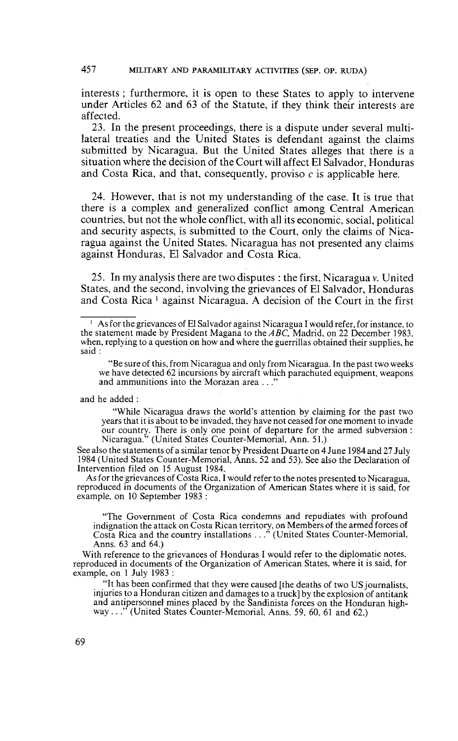interests ; furthermore, it is open to these States to apply to intervene under Articles 62 and 63 of the Statute, if they think their interests are affected.

23. In the present proceedings, there is a dispute under several multilateral treaties and the United States is defendant against the claims submitted by Nicaragua. But the United States alleges that there is a situation where the decision of the Court will affect El Salvador, Honduras and Costa Rica, and that, consequently, proviso *c* is applicable here.

24. However, that is not my understanding of the case. It is true that there is a complex and generalized conflict among Central American countries, but not the whole conflict, with all its economic, social, political and security aspects, is submitted to the Court, only the claims of Nicaragua against the United States. Nicaragua has not presented any claims against Honduras, El Salvador and Costa Rica.

25. In my analysis there are two disputes : the first, Nicaragua *v.* United States, and the second, involving the grievances of El Salvador, Honduras and Costa Rica [1] against Nicaragua. A decision of the Court in the first

---

[1] As for the grievances of El Salvador against Nicaragua I would refer, for instance, to the statement made by President Magana to the *ABC*, Madrid, on 22 December 1983, when, replying to a question on how and where the guerrillas obtained their supplies, he said :

> "Be sure of this, from Nicaragua and only from Nicaragua. In the past two weeks we have detected 62 incursions by aircraft which parachuted equipment, weapons and ammunitions into the Morazan area . . ."

and he added :

> "While Nicaragua draws the world's attention by claiming for the past two years that it is about to be invaded, they have not ceased for one moment to invade our country. There is only one point of departure for the armed subversion : Nicaragua." (United States Counter-Memorial, Ann. 51.)

See also the statements of a similar tenor by President Duarte on 4 June 1984 and 27 July 1984 (United States Counter-Memorial, Anns. 52 and 53). See also the Declaration of Intervention filed on 15 August 1984.

As for the grievances of Costa Rica, I would refer to the notes presented to Nicaragua, reproduced in documents of the Organization of American States where it is said, for example, on 10 September 1983 :

> "The Government of Costa Rica condemns and repudiates with profound indignation the attack on Costa Rican territory, on Members of the armed forces of Costa Rica and the country installations . . ." (United States Counter-Memorial, Anns. 63 and 64.)

With reference to the grievances of Honduras I would refer to the diplomatic notes, reproduced in documents of the Organization of American States, where it is said, for example, on 1 July 1983 :

> "It has been confirmed that they were caused [the deaths of two US journalists, injuries to a Honduran citizen and damages to a truck] by the explosion of antitank and antipersonnel mines placed by the Sandinista forces on the Honduran highway . . ." (United States Counter-Memorial, Anns. 59, 60, 61 and 62.)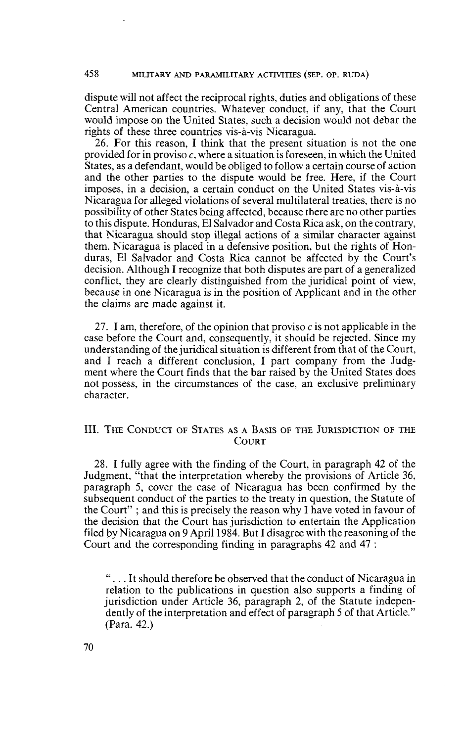dispute will not affect the reciprocal rights, duties and obligations of these Central American countries. Whatever conduct, if any, that the Court would impose on the United States, such a decision would not debar the rights of these three countries vis-à-vis Nicaragua.

26. For this reason, I think that the present situation is not the one provided for in proviso *c*, where a situation is foreseen, in which the United States, as a defendant, would be obliged to follow a certain course of action and the other parties to the dispute would be free. Here, if the Court imposes, in a decision, a certain conduct on the United States vis-à-vis Nicaragua for alleged violations of several multilateral treaties, there is no possibility of other States being affected, because there are no other parties to this dispute. Honduras, El Salvador and Costa Rica ask, on the contrary, that Nicaragua should stop illegal actions of a similar character against them. Nicaragua is placed in a defensive position, but the rights of Honduras, El Salvador and Costa Rica cannot be affected by the Court's decision. Although I recognize that both disputes are part of a generalized conflict, they are clearly distinguished from the juridical point of view, because in one Nicaragua is in the position of Applicant and in the other the claims are made against it.

27. I am, therefore, of the opinion that proviso *c* is not applicable in the case before the Court and, consequently, it should be rejected. Since my understanding of the juridical situation is different from that of the Court, and I reach a different conclusion, I part company from the Judgment where the Court finds that the bar raised by the United States does not possess, in the circumstances of the case, an exclusive preliminary character.

## III. The Conduct of States as a Basis of the Jurisdiction of the Court

28. I fully agree with the finding of the Court, in paragraph 42 of the Judgment, "that the interpretation whereby the provisions of Article 36, paragraph 5, cover the case of Nicaragua has been confirmed by the subsequent conduct of the parties to the treaty in question, the Statute of the Court" ; and this is precisely the reason why I have voted in favour of the decision that the Court has jurisdiction to entertain the Application filed by Nicaragua on 9 April 1984. But I disagree with the reasoning of the Court and the corresponding finding in paragraphs 42 and 47 :

> "... It should therefore be observed that the conduct of Nicaragua in relation to the publications in question also supports a finding of jurisdiction under Article 36, paragraph 2, of the Statute independently of the interpretation and effect of paragraph 5 of that Article." (Para. 42.)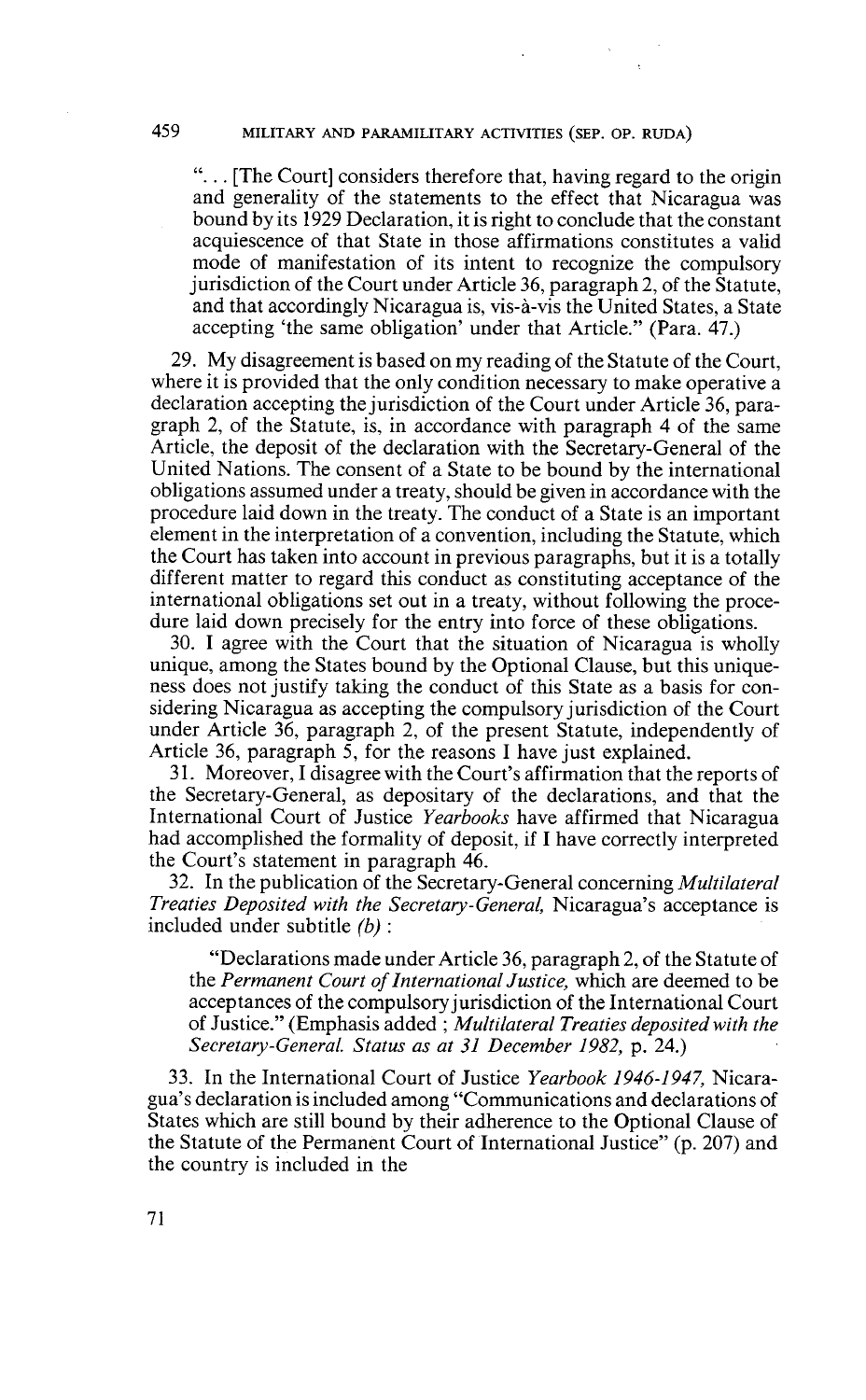"... [The Court] considers therefore that, having regard to the origin and generality of the statements to the effect that Nicaragua was bound by its 1929 Declaration, it is right to conclude that the constant acquiescence of that State in those affirmations constitutes a valid mode of manifestation of its intent to recognize the compulsory jurisdiction of the Court under Article 36, paragraph 2, of the Statute, and that accordingly Nicaragua is, vis-à-vis the United States, a State accepting 'the same obligation' under that Article." (Para. 47.)

29. My disagreement is based on my reading of the Statute of the Court, where it is provided that the only condition necessary to make operative a declaration accepting the jurisdiction of the Court under Article 36, paragraph 2, of the Statute, is, in accordance with paragraph 4 of the same Article, the deposit of the declaration with the Secretary-General of the United Nations. The consent of a State to be bound by the international obligations assumed under a treaty, should be given in accordance with the procedure laid down in the treaty. The conduct of a State is an important element in the interpretation of a convention, including the Statute, which the Court has taken into account in previous paragraphs, but it is a totally different matter to regard this conduct as constituting acceptance of the international obligations set out in a treaty, without following the procedure laid down precisely for the entry into force of these obligations.

30. I agree with the Court that the situation of Nicaragua is wholly unique, among the States bound by the Optional Clause, but this uniqueness does not justify taking the conduct of this State as a basis for considering Nicaragua as accepting the compulsory jurisdiction of the Court under Article 36, paragraph 2, of the present Statute, independently of Article 36, paragraph 5, for the reasons I have just explained.

31. Moreover, I disagree with the Court's affirmation that the reports of the Secretary-General, as depositary of the declarations, and that the International Court of Justice *Yearbooks* have affirmed that Nicaragua had accomplished the formality of deposit, if I have correctly interpreted the Court's statement in paragraph 46.

32. In the publication of the Secretary-General concerning *Multilateral Treaties Deposited with the Secretary-General,* Nicaragua's acceptance is included under subtitle *(b)* :

"Declarations made under Article 36, paragraph 2, of the Statute of the *Permanent Court of International Justice,* which are deemed to be acceptances of the compulsory jurisdiction of the International Court of Justice." (Emphasis added ; *Multilateral Treaties deposited with the Secretary-General. Status as at 31 December 1982,* p. 24.)

33. In the International Court of Justice *Yearbook 1946-1947,* Nicaragua's declaration is included among "Communications and declarations of States which are still bound by their adherence to the Optional Clause of the Statute of the Permanent Court of International Justice" (p. 207) and the country is included in the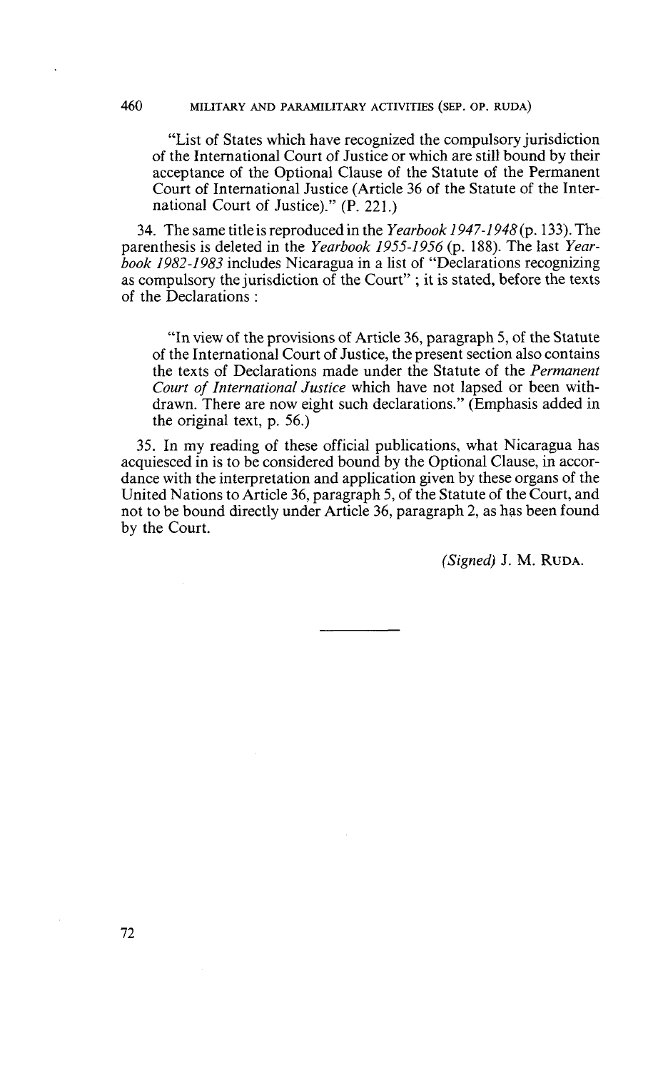"List of States which have recognized the compulsory jurisdiction of the International Court of Justice or which are still bound by their acceptance of the Optional Clause of the Statute of the Permanent Court of International Justice (Article 36 of the Statute of the International Court of Justice)." (P. 221.)

34. The same title is reproduced in the *Yearbook 1947-1948* (p. 133). The parenthesis is deleted in the *Yearbook 1955-1956* (p. 188). The last *Yearbook 1982-1983* includes Nicaragua in a list of "Declarations recognizing as compulsory the jurisdiction of the Court" ; it is stated, before the texts of the Declarations :

"In view of the provisions of Article 36, paragraph 5, of the Statute of the International Court of Justice, the present section also contains the texts of Declarations made under the Statute of the *Permanent Court of International Justice* which have not lapsed or been withdrawn. There are now eight such declarations." (Emphasis added in the original text, p. 56.)

35. In my reading of these official publications, what Nicaragua has acquiesced in is to be considered bound by the Optional Clause, in accordance with the interpretation and application given by these organs of the United Nations to Article 36, paragraph 5, of the Statute of the Court, and not to be bound directly under Article 36, paragraph 2, as has been found by the Court.

*(Signed)* J. M. RUDA.